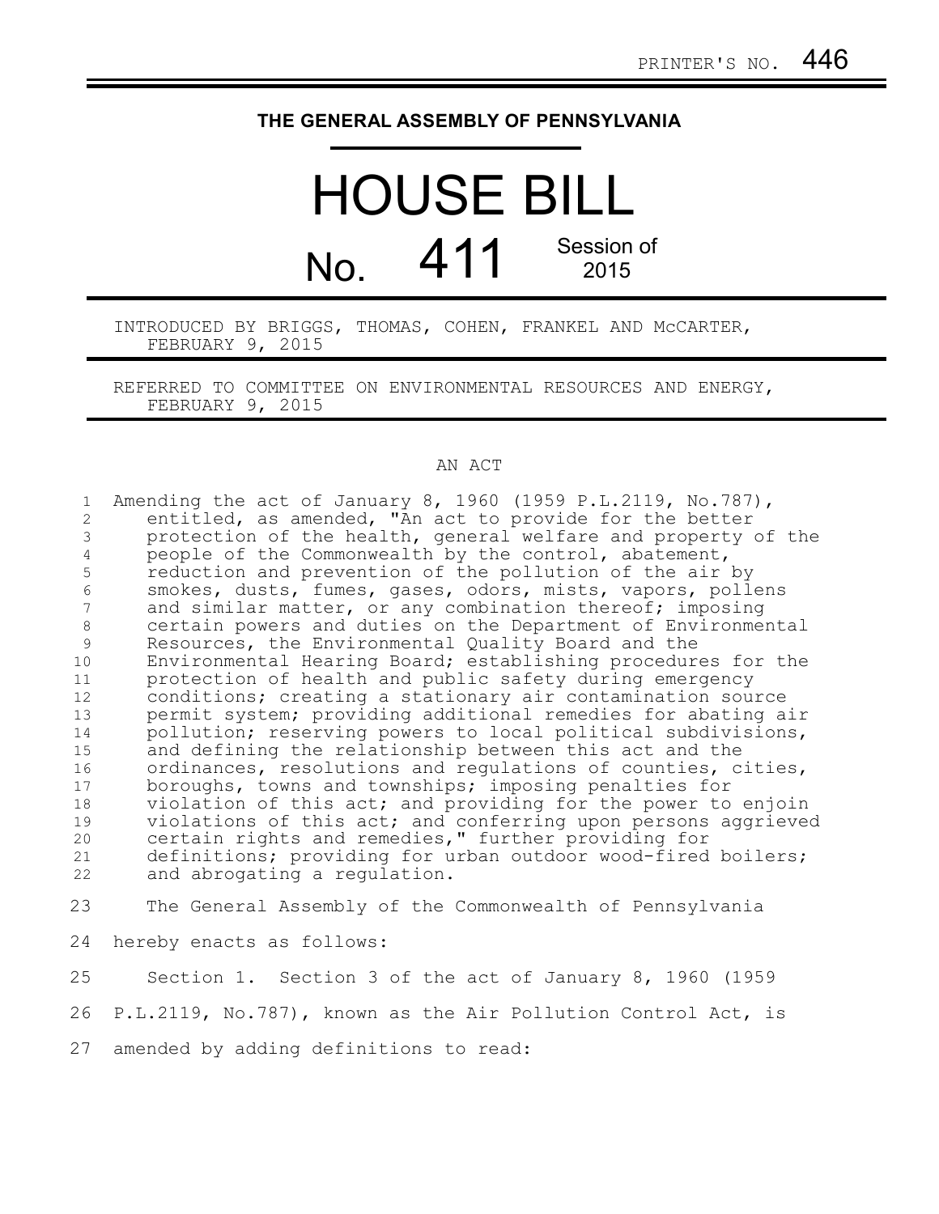PRINTER'S NO. 446

THE GENERAL ASSEMBLY OF PENNSYLVANIA

# HOUSE BILL

# No. 411 Session of 2015

INTRODUCED BY BRIGGS, THOMAS, COHEN, FRANKEL AND McCARTER, FEBRUARY 9, 2015

REFERRED TO COMMITTEE ON ENVIRONMENTAL RESOURCES AND ENERGY, FEBRUARY 9, 2015

AN ACT

Amending the act of January 8, 1960 (1959 P.L.2119, No.787), entitled, as amended, "An act to provide for the better protection of the health, general welfare and property of the people of the Commonwealth by the control, abatement, reduction and prevention of the pollution of the air by smokes, dusts, fumes, gases, odors, mists, vapors, pollens and similar matter, or any combination thereof; imposing certain powers and duties on the Department of Environmental Resources, the Environmental Quality Board and the Environmental Hearing Board; establishing procedures for the protection of health and public safety during emergency conditions; creating a stationary air contamination source permit system; providing additional remedies for abating air pollution; reserving powers to local political subdivisions, and defining the relationship between this act and the ordinances, resolutions and regulations of counties, cities, boroughs, towns and townships; imposing penalties for violation of this act; and providing for the power to enjoin violations of this act; and conferring upon persons aggrieved certain rights and remedies," further providing for definitions; providing for urban outdoor wood-fired boilers; and abrogating a regulation.

The General Assembly of the Commonwealth of Pennsylvania hereby enacts as follows:

Section 1. Section 3 of the act of January 8, 1960 (1959 P.L.2119, No.787), known as the Air Pollution Control Act, is amended by adding definitions to read: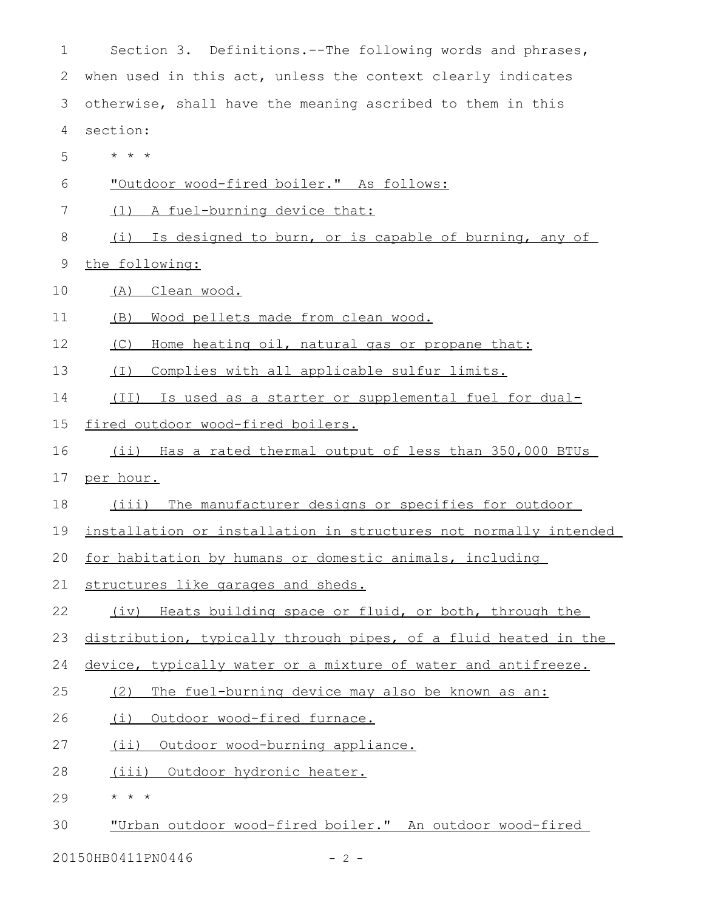Section 3. Definitions.--The following words and phrases, when used in this act, unless the context clearly indicates otherwise, shall have the meaning ascribed to them in this section:

* * *

"Outdoor wood-fired boiler." As follows:

(1) A fuel-burning device that:

(i) Is designed to burn, or is capable of burning, any of the following:

(A) Clean wood.

(B) Wood pellets made from clean wood.

(C) Home heating oil, natural gas or propane that:

(I) Complies with all applicable sulfur limits.

(II) Is used as a starter or supplemental fuel for dual-fired outdoor wood-fired boilers.

(ii) Has a rated thermal output of less than 350,000 BTUs per hour.

(iii) The manufacturer designs or specifies for outdoor installation or installation in structures not normally intended for habitation by humans or domestic animals, including structures like garages and sheds.

(iv) Heats building space or fluid, or both, through the distribution, typically through pipes, of a fluid heated in the device, typically water or a mixture of water and antifreeze.

(2) The fuel-burning device may also be known as an:

(i) Outdoor wood-fired furnace.

(ii) Outdoor wood-burning appliance.

(iii) Outdoor hydronic heater.

* * *

"Urban outdoor wood-fired boiler." An outdoor wood-fired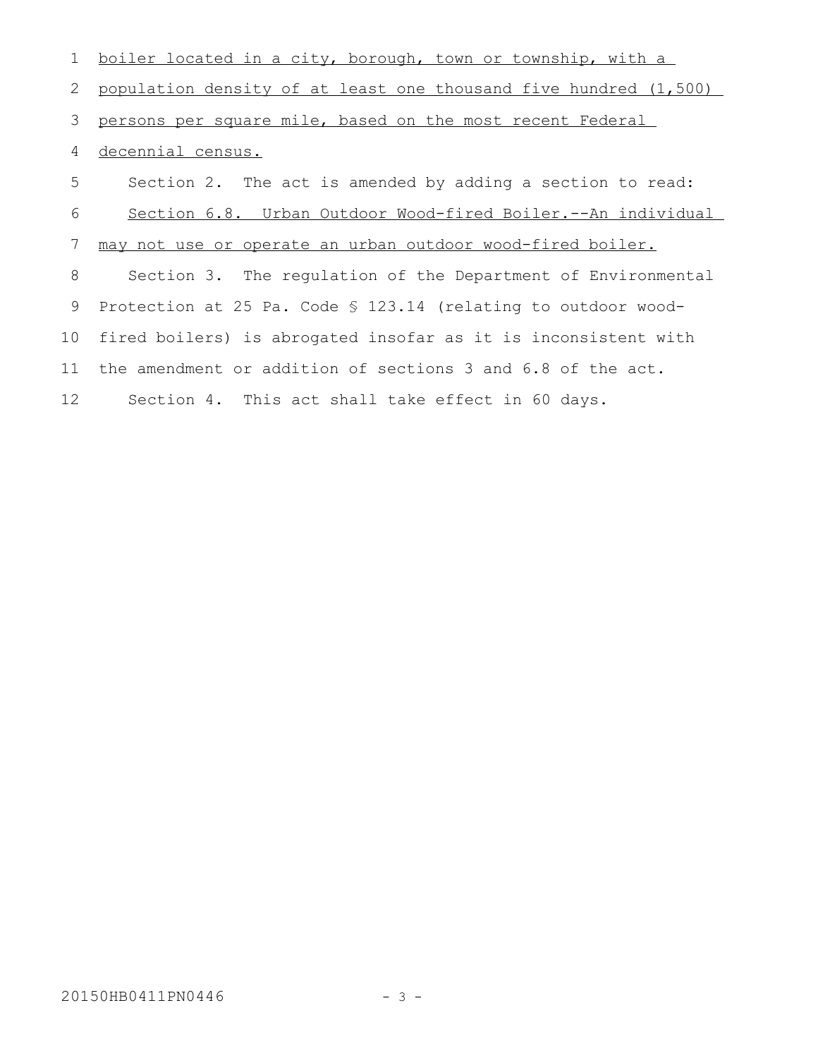boiler located in a city, borough, town or township, with a population density of at least one thousand five hundred (1,500) persons per square mile, based on the most recent Federal decennial census.

Section 2. The act is amended by adding a section to read:

Section 6.8. Urban Outdoor Wood-fired Boiler.--An individual may not use or operate an urban outdoor wood-fired boiler.

Section 3. The regulation of the Department of Environmental Protection at 25 Pa. Code § 123.14 (relating to outdoor wood-fired boilers) is abrogated insofar as it is inconsistent with the amendment or addition of sections 3 and 6.8 of the act.

Section 4. This act shall take effect in 60 days.